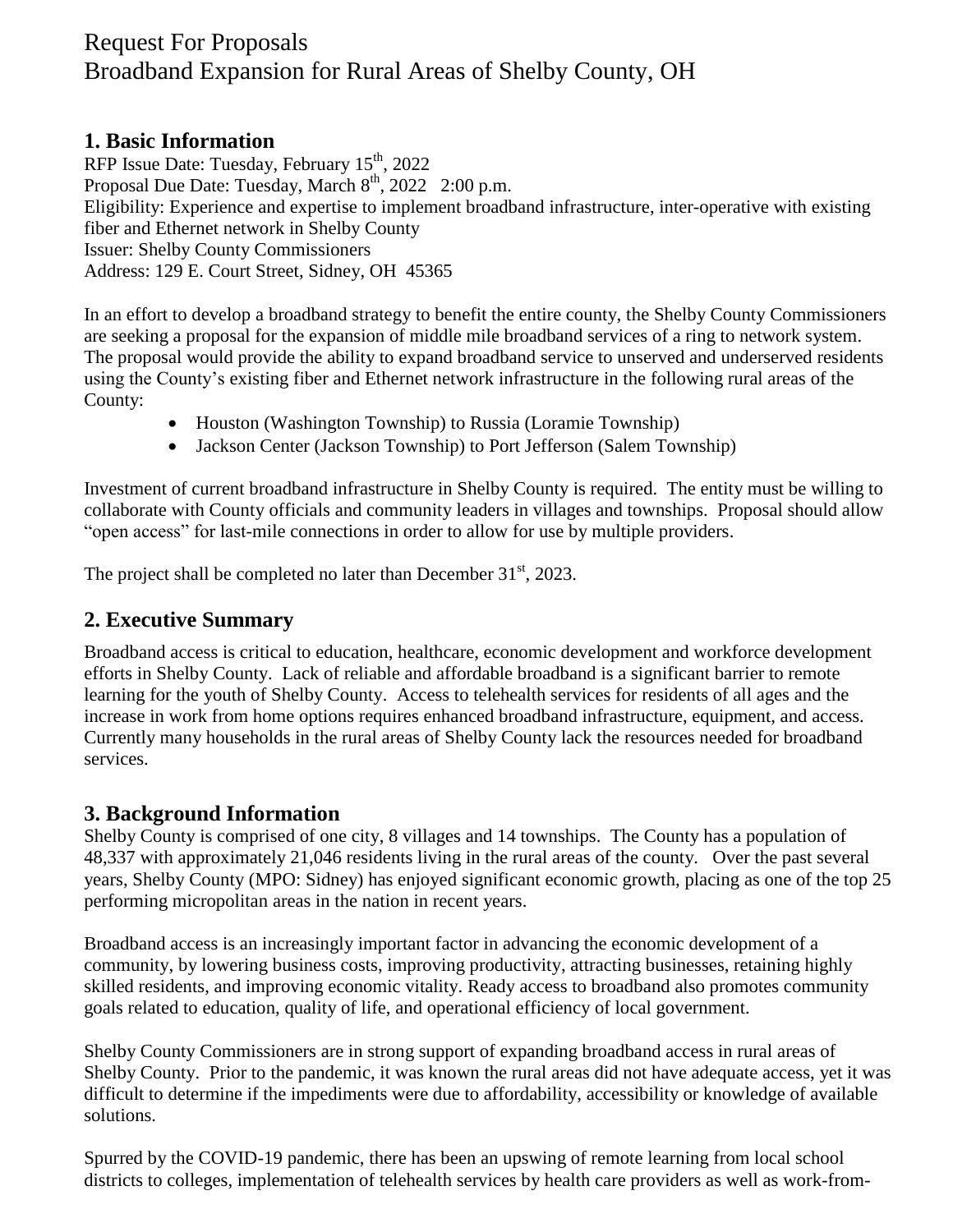# Request For Proposals
# Broadband Expansion for Rural Areas of Shelby County, OH

## 1. Basic Information

RFP Issue Date: Tuesday, February 15th, 2022
Proposal Due Date: Tuesday, March 8th, 2022 2:00 p.m.
Eligibility: Experience and expertise to implement broadband infrastructure, inter-operative with existing fiber and Ethernet network in Shelby County
Issuer: Shelby County Commissioners
Address: 129 E. Court Street, Sidney, OH 45365

In an effort to develop a broadband strategy to benefit the entire county, the Shelby County Commissioners are seeking a proposal for the expansion of middle mile broadband services of a ring to network system. The proposal would provide the ability to expand broadband service to unserved and underserved residents using the County's existing fiber and Ethernet network infrastructure in the following rural areas of the County:

- Houston (Washington Township) to Russia (Loramie Township)
- Jackson Center (Jackson Township) to Port Jefferson (Salem Township)

Investment of current broadband infrastructure in Shelby County is required. The entity must be willing to collaborate with County officials and community leaders in villages and townships. Proposal should allow "open access" for last-mile connections in order to allow for use by multiple providers.

The project shall be completed no later than December 31st, 2023.

## 2. Executive Summary

Broadband access is critical to education, healthcare, economic development and workforce development efforts in Shelby County. Lack of reliable and affordable broadband is a significant barrier to remote learning for the youth of Shelby County. Access to telehealth services for residents of all ages and the increase in work from home options requires enhanced broadband infrastructure, equipment, and access. Currently many households in the rural areas of Shelby County lack the resources needed for broadband services.

## 3. Background Information

Shelby County is comprised of one city, 8 villages and 14 townships. The County has a population of 48,337 with approximately 21,046 residents living in the rural areas of the county. Over the past several years, Shelby County (MPO: Sidney) has enjoyed significant economic growth, placing as one of the top 25 performing micropolitan areas in the nation in recent years.

Broadband access is an increasingly important factor in advancing the economic development of a community, by lowering business costs, improving productivity, attracting businesses, retaining highly skilled residents, and improving economic vitality. Ready access to broadband also promotes community goals related to education, quality of life, and operational efficiency of local government.

Shelby County Commissioners are in strong support of expanding broadband access in rural areas of Shelby County. Prior to the pandemic, it was known the rural areas did not have adequate access, yet it was difficult to determine if the impediments were due to affordability, accessibility or knowledge of available solutions.

Spurred by the COVID-19 pandemic, there has been an upswing of remote learning from local school districts to colleges, implementation of telehealth services by health care providers as well as work-from-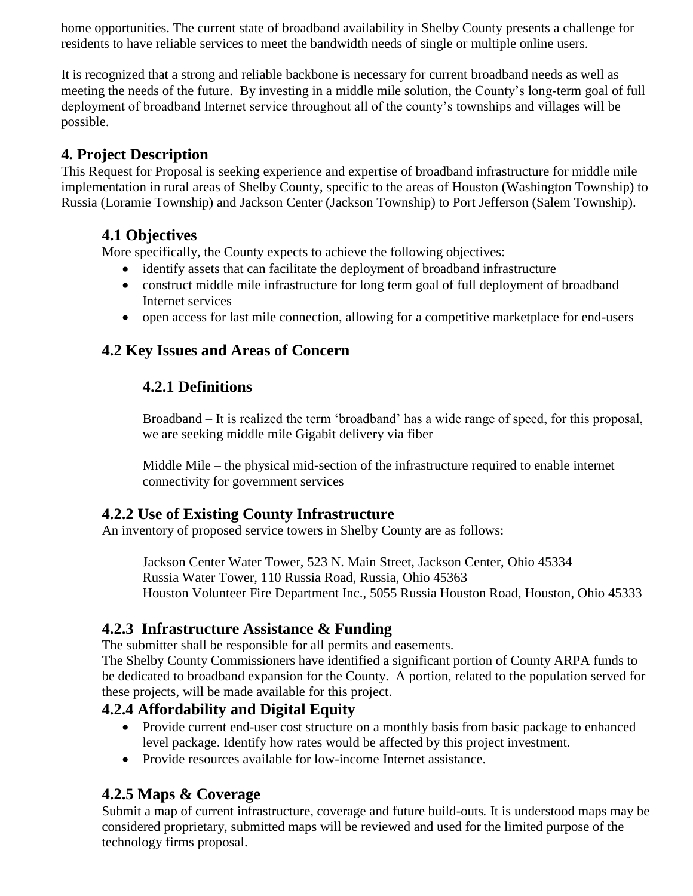home opportunities. The current state of broadband availability in Shelby County presents a challenge for residents to have reliable services to meet the bandwidth needs of single or multiple online users.

It is recognized that a strong and reliable backbone is necessary for current broadband needs as well as meeting the needs of the future. By investing in a middle mile solution, the County's long-term goal of full deployment of broadband Internet service throughout all of the county's townships and villages will be possible.

## 4. Project Description

This Request for Proposal is seeking experience and expertise of broadband infrastructure for middle mile implementation in rural areas of Shelby County, specific to the areas of Houston (Washington Township) to Russia (Loramie Township) and Jackson Center (Jackson Township) to Port Jefferson (Salem Township).

### 4.1 Objectives

More specifically, the County expects to achieve the following objectives:

- identify assets that can facilitate the deployment of broadband infrastructure
- construct middle mile infrastructure for long term goal of full deployment of broadband Internet services
- open access for last mile connection, allowing for a competitive marketplace for end-users

### 4.2 Key Issues and Areas of Concern

#### 4.2.1 Definitions

Broadband – It is realized the term 'broadband' has a wide range of speed, for this proposal, we are seeking middle mile Gigabit delivery via fiber

Middle Mile – the physical mid-section of the infrastructure required to enable internet connectivity for government services

### 4.2.2 Use of Existing County Infrastructure

An inventory of proposed service towers in Shelby County are as follows:

Jackson Center Water Tower, 523 N. Main Street, Jackson Center, Ohio 45334
Russia Water Tower, 110 Russia Road, Russia, Ohio 45363
Houston Volunteer Fire Department Inc., 5055 Russia Houston Road, Houston, Ohio 45333

### 4.2.3 Infrastructure Assistance & Funding

The submitter shall be responsible for all permits and easements.
The Shelby County Commissioners have identified a significant portion of County ARPA funds to be dedicated to broadband expansion for the County. A portion, related to the population served for these projects, will be made available for this project.

### 4.2.4 Affordability and Digital Equity

- Provide current end-user cost structure on a monthly basis from basic package to enhanced level package. Identify how rates would be affected by this project investment.
- Provide resources available for low-income Internet assistance.

### 4.2.5 Maps & Coverage

Submit a map of current infrastructure, coverage and future build-outs. It is understood maps may be considered proprietary, submitted maps will be reviewed and used for the limited purpose of the technology firms proposal.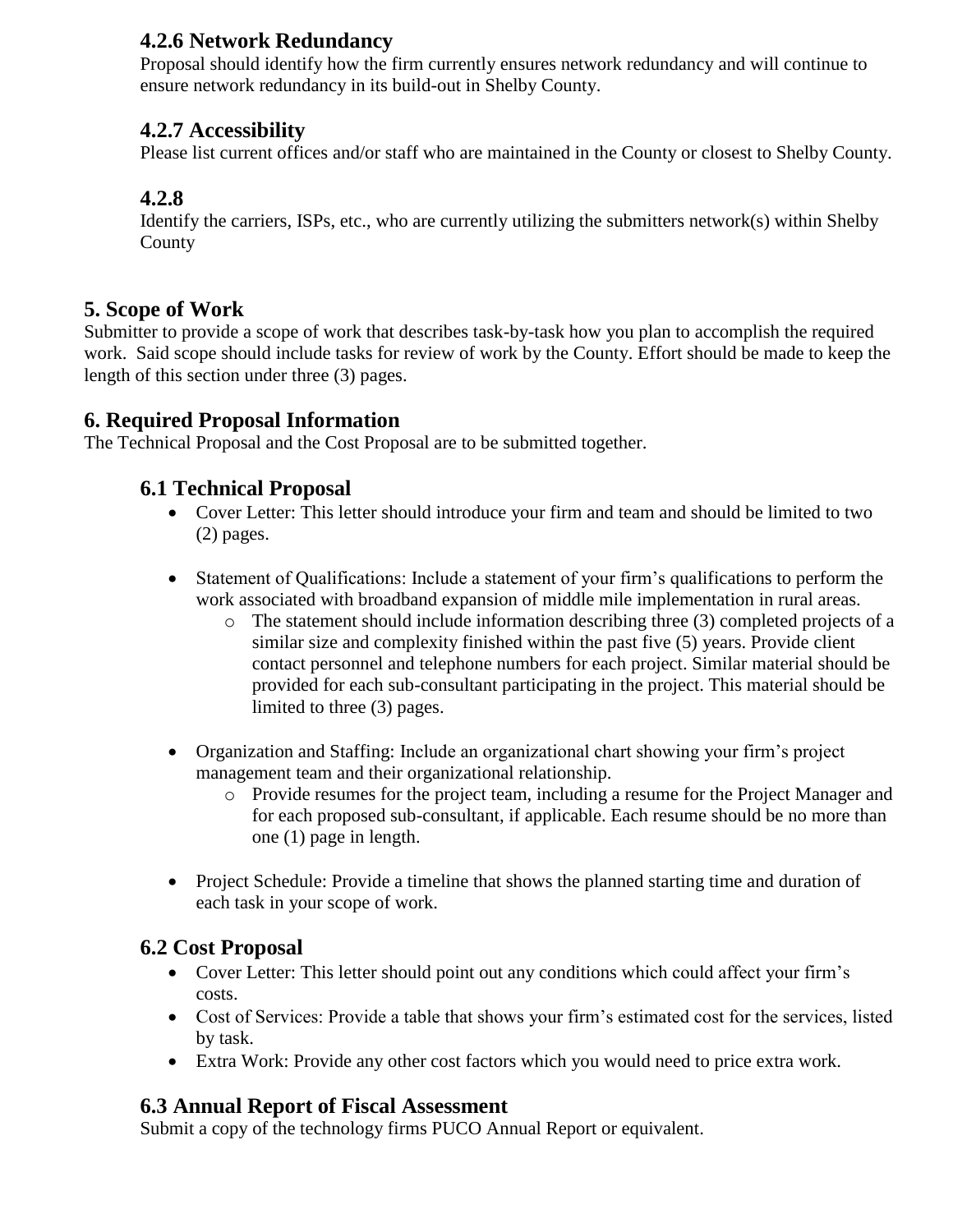### 4.2.6 Network Redundancy

Proposal should identify how the firm currently ensures network redundancy and will continue to ensure network redundancy in its build-out in Shelby County.

### 4.2.7 Accessibility

Please list current offices and/or staff who are maintained in the County or closest to Shelby County.

### 4.2.8

Identify the carriers, ISPs, etc., who are currently utilizing the submitters network(s) within Shelby County

## 5. Scope of Work

Submitter to provide a scope of work that describes task-by-task how you plan to accomplish the required work. Said scope should include tasks for review of work by the County. Effort should be made to keep the length of this section under three (3) pages.

## 6. Required Proposal Information

The Technical Proposal and the Cost Proposal are to be submitted together.

### 6.1 Technical Proposal

- Cover Letter: This letter should introduce your firm and team and should be limited to two (2) pages.

- Statement of Qualifications: Include a statement of your firm's qualifications to perform the work associated with broadband expansion of middle mile implementation in rural areas.
  - The statement should include information describing three (3) completed projects of a similar size and complexity finished within the past five (5) years. Provide client contact personnel and telephone numbers for each project. Similar material should be provided for each sub-consultant participating in the project. This material should be limited to three (3) pages.

- Organization and Staffing: Include an organizational chart showing your firm's project management team and their organizational relationship.
  - Provide resumes for the project team, including a resume for the Project Manager and for each proposed sub-consultant, if applicable. Each resume should be no more than one (1) page in length.

- Project Schedule: Provide a timeline that shows the planned starting time and duration of each task in your scope of work.

### 6.2 Cost Proposal

- Cover Letter: This letter should point out any conditions which could affect your firm's costs.
- Cost of Services: Provide a table that shows your firm's estimated cost for the services, listed by task.
- Extra Work: Provide any other cost factors which you would need to price extra work.

### 6.3 Annual Report of Fiscal Assessment

Submit a copy of the technology firms PUCO Annual Report or equivalent.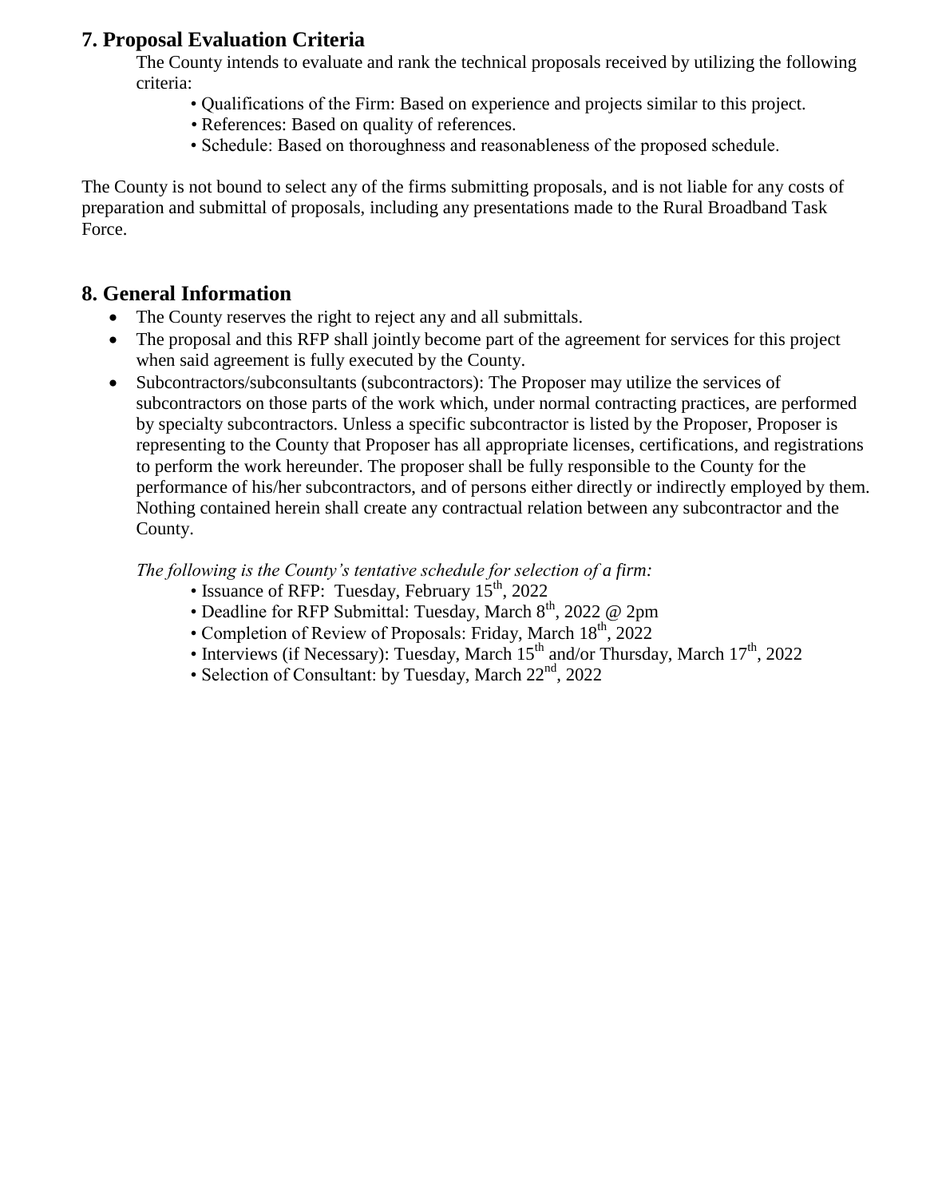## 7. Proposal Evaluation Criteria

The County intends to evaluate and rank the technical proposals received by utilizing the following criteria:

- Qualifications of the Firm: Based on experience and projects similar to this project.
- References: Based on quality of references.
- Schedule: Based on thoroughness and reasonableness of the proposed schedule.

The County is not bound to select any of the firms submitting proposals, and is not liable for any costs of preparation and submittal of proposals, including any presentations made to the Rural Broadband Task Force.

## 8. General Information

- The County reserves the right to reject any and all submittals.
- The proposal and this RFP shall jointly become part of the agreement for services for this project when said agreement is fully executed by the County.
- Subcontractors/subconsultants (subcontractors): The Proposer may utilize the services of subcontractors on those parts of the work which, under normal contracting practices, are performed by specialty subcontractors. Unless a specific subcontractor is listed by the Proposer, Proposer is representing to the County that Proposer has all appropriate licenses, certifications, and registrations to perform the work hereunder. The proposer shall be fully responsible to the County for the performance of his/her subcontractors, and of persons either directly or indirectly employed by them. Nothing contained herein shall create any contractual relation between any subcontractor and the County.

*The following is the County's tentative schedule for selection of a firm:*

- Issuance of RFP: Tuesday, February 15th, 2022
- Deadline for RFP Submittal: Tuesday, March 8th, 2022 @ 2pm
- Completion of Review of Proposals: Friday, March 18th, 2022
- Interviews (if Necessary): Tuesday, March 15th and/or Thursday, March 17th, 2022
- Selection of Consultant: by Tuesday, March 22nd, 2022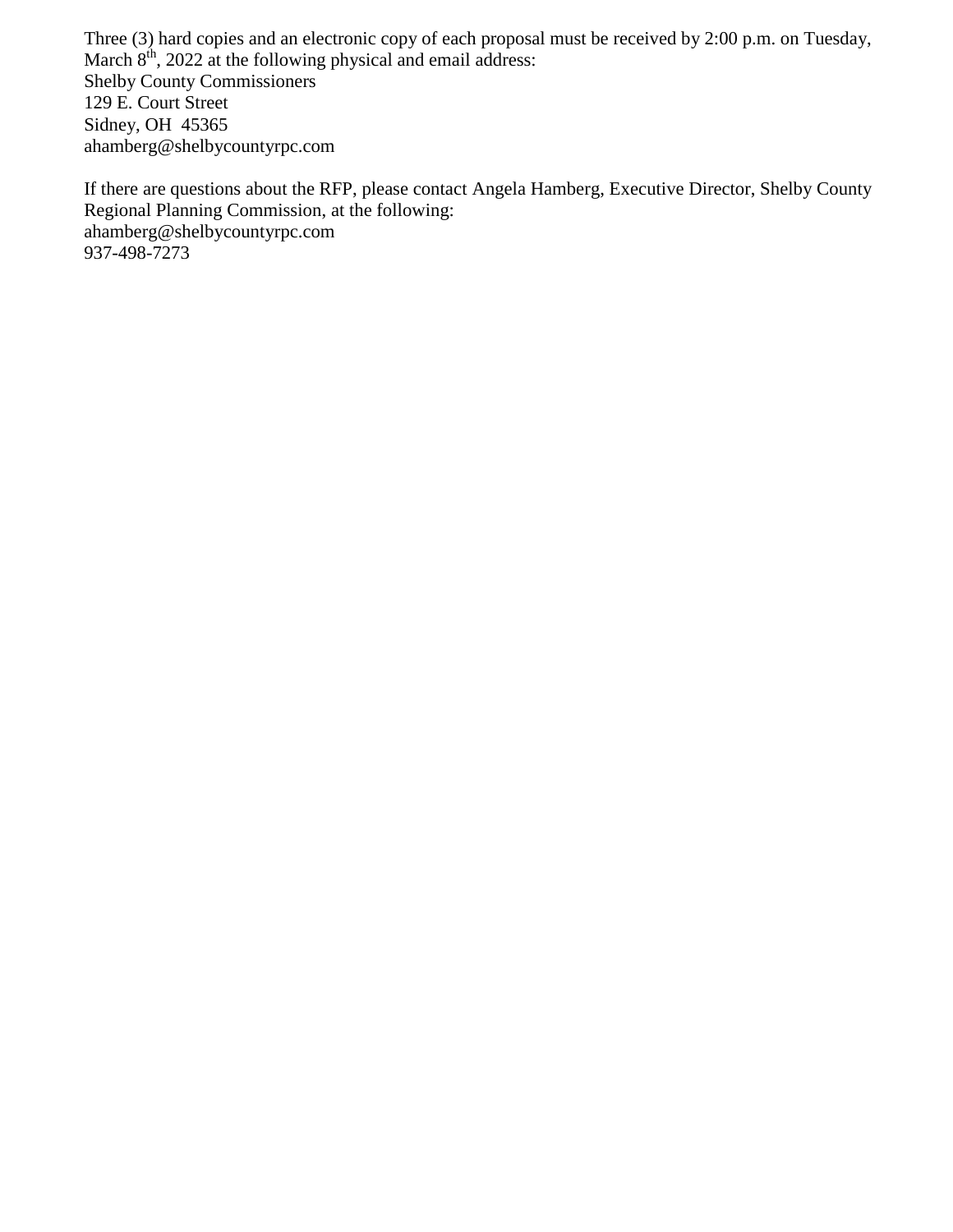Three (3) hard copies and an electronic copy of each proposal must be received by 2:00 p.m. on Tuesday, March 8th, 2022 at the following physical and email address:
Shelby County Commissioners
129 E. Court Street
Sidney, OH 45365
ahamberg@shelbycountyrpc.com

If there are questions about the RFP, please contact Angela Hamberg, Executive Director, Shelby County Regional Planning Commission, at the following:
ahamberg@shelbycountyrpc.com
937-498-7273